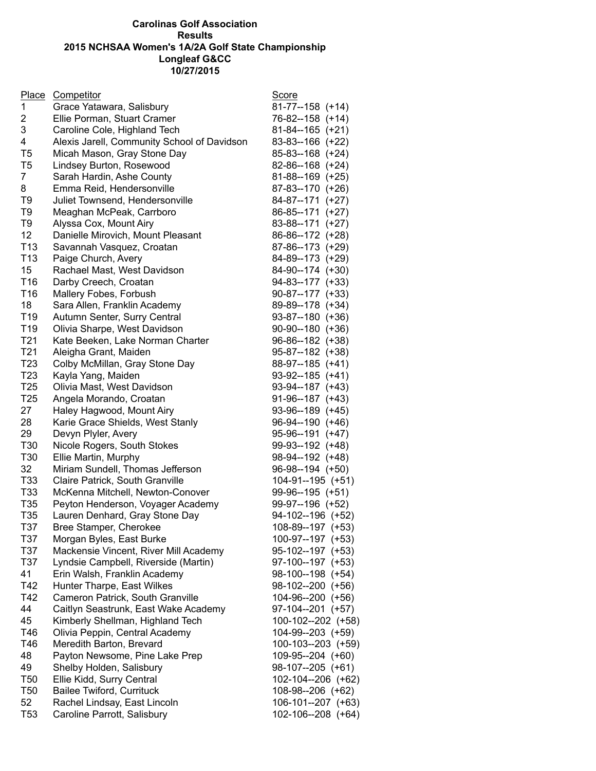**Carolinas Golf Association**
**Results**
**2015 NCHSAA Women's 1A/2A Golf State Championship**
**Longleaf G&CC**
**10/27/2015**

| Place | Competitor | Score |
|---|---|---|
| 1 | Grace Yatawara, Salisbury | 81-77--158 (+14) |
| 2 | Ellie Porman, Stuart Cramer | 76-82--158 (+14) |
| 3 | Caroline Cole, Highland Tech | 81-84--165 (+21) |
| 4 | Alexis Jarell, Community School of Davidson | 83-83--166 (+22) |
| T5 | Micah Mason, Gray Stone Day | 85-83--168 (+24) |
| T5 | Lindsey Burton, Rosewood | 82-86--168 (+24) |
| 7 | Sarah Hardin, Ashe County | 81-88--169 (+25) |
| 8 | Emma Reid, Hendersonville | 87-83--170 (+26) |
| T9 | Juliet Townsend, Hendersonville | 84-87--171 (+27) |
| T9 | Meaghan McPeak, Carrboro | 86-85--171 (+27) |
| T9 | Alyssa Cox, Mount Airy | 83-88--171 (+27) |
| 12 | Danielle Mirovich, Mount Pleasant | 86-86--172 (+28) |
| T13 | Savannah Vasquez, Croatan | 87-86--173 (+29) |
| T13 | Paige Church, Avery | 84-89--173 (+29) |
| 15 | Rachael Mast, West Davidson | 84-90--174 (+30) |
| T16 | Darby Creech, Croatan | 94-83--177 (+33) |
| T16 | Mallery Fobes, Forbush | 90-87--177 (+33) |
| 18 | Sara Allen, Franklin Academy | 89-89--178 (+34) |
| T19 | Autumn Senter, Surry Central | 93-87--180 (+36) |
| T19 | Olivia Sharpe, West Davidson | 90-90--180 (+36) |
| T21 | Kate Beeken, Lake Norman Charter | 96-86--182 (+38) |
| T21 | Aleigha Grant, Maiden | 95-87--182 (+38) |
| T23 | Colby McMillan, Gray Stone Day | 88-97--185 (+41) |
| T23 | Kayla Yang, Maiden | 93-92--185 (+41) |
| T25 | Olivia Mast, West Davidson | 93-94--187 (+43) |
| T25 | Angela Morando, Croatan | 91-96--187 (+43) |
| 27 | Haley Hagwood, Mount Airy | 93-96--189 (+45) |
| 28 | Karie Grace Shields, West Stanly | 96-94--190 (+46) |
| 29 | Devyn Plyler, Avery | 95-96--191 (+47) |
| T30 | Nicole Rogers, South Stokes | 99-93--192 (+48) |
| T30 | Ellie Martin, Murphy | 98-94--192 (+48) |
| 32 | Miriam Sundell, Thomas Jefferson | 96-98--194 (+50) |
| T33 | Claire Patrick, South Granville | 104-91--195 (+51) |
| T33 | McKenna Mitchell, Newton-Conover | 99-96--195 (+51) |
| T35 | Peyton Henderson, Voyager Academy | 99-97--196 (+52) |
| T35 | Lauren Denhard, Gray Stone Day | 94-102--196 (+52) |
| T37 | Bree Stamper, Cherokee | 108-89--197 (+53) |
| T37 | Morgan Byles, East Burke | 100-97--197 (+53) |
| T37 | Mackensie Vincent, River Mill Academy | 95-102--197 (+53) |
| T37 | Lyndsie Campbell, Riverside (Martin) | 97-100--197 (+53) |
| 41 | Erin Walsh, Franklin Academy | 98-100--198 (+54) |
| T42 | Hunter Tharpe, East Wilkes | 98-102--200 (+56) |
| T42 | Cameron Patrick, South Granville | 104-96--200 (+56) |
| 44 | Caitlyn Seastrunk, East Wake Academy | 97-104--201 (+57) |
| 45 | Kimberly Shellman, Highland Tech | 100-102--202 (+58) |
| T46 | Olivia Peppin, Central Academy | 104-99--203 (+59) |
| T46 | Meredith Barton, Brevard | 100-103--203 (+59) |
| 48 | Payton Newsome, Pine Lake Prep | 109-95--204 (+60) |
| 49 | Shelby Holden, Salisbury | 98-107--205 (+61) |
| T50 | Ellie Kidd, Surry Central | 102-104--206 (+62) |
| T50 | Bailee Twiford, Currituck | 108-98--206 (+62) |
| 52 | Rachel Lindsay, East Lincoln | 106-101--207 (+63) |
| T53 | Caroline Parrott, Salisbury | 102-106--208 (+64) |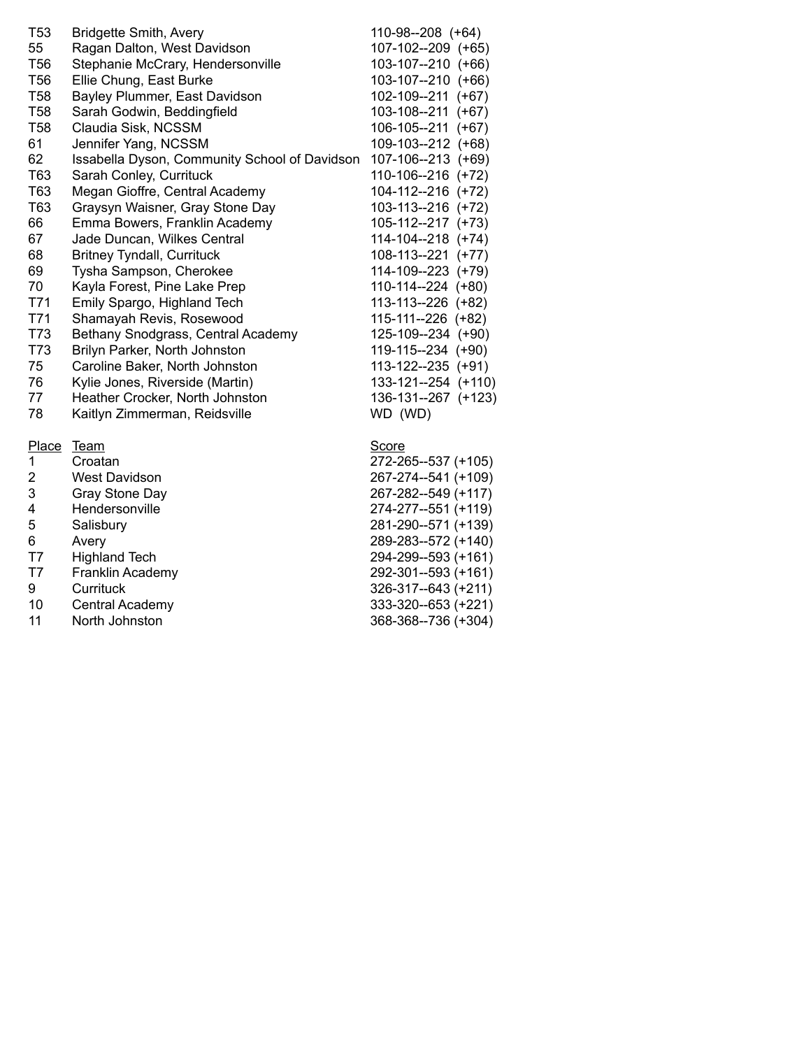| | | |
|---|---|---|
| T53 | Bridgette Smith, Avery | 110-98--208 (+64) |
| 55 | Ragan Dalton, West Davidson | 107-102--209 (+65) |
| T56 | Stephanie McCrary, Hendersonville | 103-107--210 (+66) |
| T56 | Ellie Chung, East Burke | 103-107--210 (+66) |
| T58 | Bayley Plummer, East Davidson | 102-109--211 (+67) |
| T58 | Sarah Godwin, Beddingfield | 103-108--211 (+67) |
| T58 | Claudia Sisk, NCSSM | 106-105--211 (+67) |
| 61 | Jennifer Yang, NCSSM | 109-103--212 (+68) |
| 62 | Issabella Dyson, Community School of Davidson | 107-106--213 (+69) |
| T63 | Sarah Conley, Currituck | 110-106--216 (+72) |
| T63 | Megan Gioffre, Central Academy | 104-112--216 (+72) |
| T63 | Graysyn Waisner, Gray Stone Day | 103-113--216 (+72) |
| 66 | Emma Bowers, Franklin Academy | 105-112--217 (+73) |
| 67 | Jade Duncan, Wilkes Central | 114-104--218 (+74) |
| 68 | Britney Tyndall, Currituck | 108-113--221 (+77) |
| 69 | Tysha Sampson, Cherokee | 114-109--223 (+79) |
| 70 | Kayla Forest, Pine Lake Prep | 110-114--224 (+80) |
| T71 | Emily Spargo, Highland Tech | 113-113--226 (+82) |
| T71 | Shamayah Revis, Rosewood | 115-111--226 (+82) |
| T73 | Bethany Snodgrass, Central Academy | 125-109--234 (+90) |
| T73 | Brilyn Parker, North Johnston | 119-115--234 (+90) |
| 75 | Caroline Baker, North Johnston | 113-122--235 (+91) |
| 76 | Kylie Jones, Riverside (Martin) | 133-121--254 (+110) |
| 77 | Heather Crocker, North Johnston | 136-131--267 (+123) |
| 78 | Kaitlyn Zimmerman, Reidsville | WD (WD) |

| Place | Team | Score |
|---|---|---|
| 1 | Croatan | 272-265--537 (+105) |
| 2 | West Davidson | 267-274--541 (+109) |
| 3 | Gray Stone Day | 267-282--549 (+117) |
| 4 | Hendersonville | 274-277--551 (+119) |
| 5 | Salisbury | 281-290--571 (+139) |
| 6 | Avery | 289-283--572 (+140) |
| T7 | Highland Tech | 294-299--593 (+161) |
| T7 | Franklin Academy | 292-301--593 (+161) |
| 9 | Currituck | 326-317--643 (+211) |
| 10 | Central Academy | 333-320--653 (+221) |
| 11 | North Johnston | 368-368--736 (+304) |